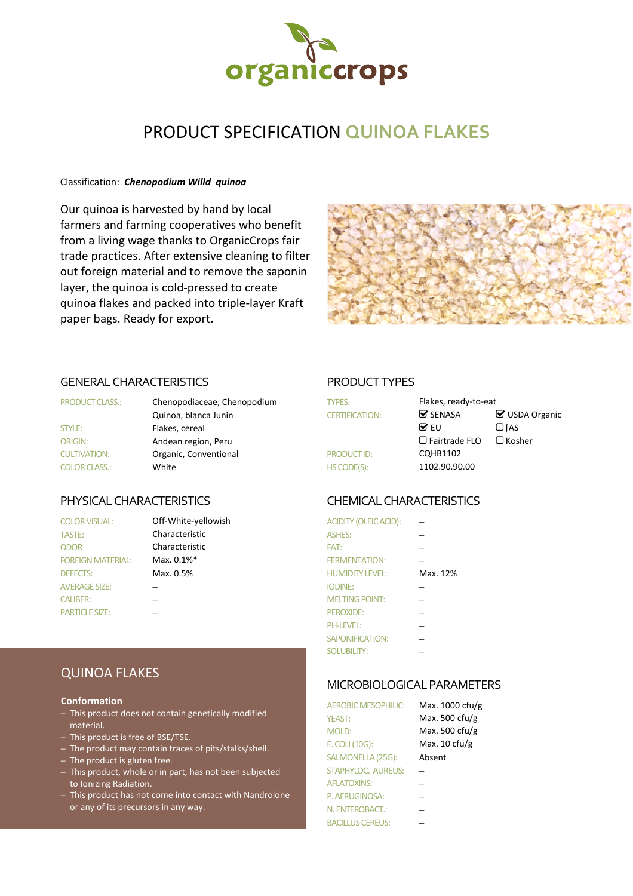organiccrops

# PRODUCT SPECIFICATION QUINOA FLAKES

Classification: ***Chenopodium Willd quinoa***

Our quinoa is harvested by hand by local farmers and farming cooperatives who benefit from a living wage thanks to OrganicCrops fair trade practices. After extensive cleaning to filter out foreign material and to remove the saponin layer, the quinoa is cold-pressed to create quinoa flakes and packed into triple-layer Kraft paper bags. Ready for export.

## GENERAL CHARACTERISTICS

| | |
|---|---|
| PRODUCT CLASS.: | Chenopodiaceae, Chenopodium Quinoa, blanca Junin |
| STYLE: | Flakes, cereal |
| ORIGIN: | Andean region, Peru |
| CULTIVATION: | Organic, Conventional |
| COLOR CLASS.: | White |

## PRODUCT TYPES

| | | |
|---|---|---|
| TYPES: | Flakes, ready-to-eat | |
| CERTIFICATION: | ☑ SENASA | ☑ USDA Organic |
| | ☑ EU | ☐ JAS |
| | ☐ Fairtrade FLO | ☐ Kosher |
| PRODUCT ID: | CQHB1102 | |
| HS CODE(S): | 1102.90.90.00 | |

## PHYSICAL CHARACTERISTICS

| | |
|---|---|
| COLOR VISUAL: | Off-White-yellowish |
| TASTE: | Characteristic |
| ODOR | Characteristic |
| FOREIGN MATERIAL: | Max. 0.1%* |
| DEFECTS: | Max. 0.5% |
| AVERAGE SIZE: | – |
| CALIBER: | – |
| PARTICLE SIZE: | – |

## CHEMICAL CHARACTERISTICS

| | |
|---|---|
| ACIDITY (OLEIC ACID): | – |
| ASHES: | – |
| FAT: | – |
| FERMENTATION: | – |
| HUMIDITY LEVEL: | Max. 12% |
| IODINE: | – |
| MELTING POINT: | – |
| PEROXIDE: | – |
| PH-LEVEL: | – |
| SAPONIFICATION: | – |
| SOLUBILITY: | – |

## QUINOA FLAKES

**Conformation**

- This product does not contain genetically modified material.
- This product is free of BSE/TSE.
- The product may contain traces of pits/stalks/shell.
- The product is gluten free.
- This product, whole or in part, has not been subjected to Ionizing Radiation.
- This product has not come into contact with Nandrolone or any of its precursors in any way.

## MICROBIOLOGICAL PARAMETERS

| | |
|---|---|
| AEROBIC MESOPHILIC: | Max. 1000 cfu/g |
| YEAST: | Max. 500 cfu/g |
| MOLD: | Max. 500 cfu/g |
| E. COLI (10G): | Max. 10 cfu/g |
| SALMONELLA (25G): | Absent |
| STAPHYLOC. AUREUS: | – |
| AFLATOXINS: | – |
| P. AERUGINOSA: | – |
| N. ENTEROBACT.: | – |
| BACILLUS CEREUS: | – |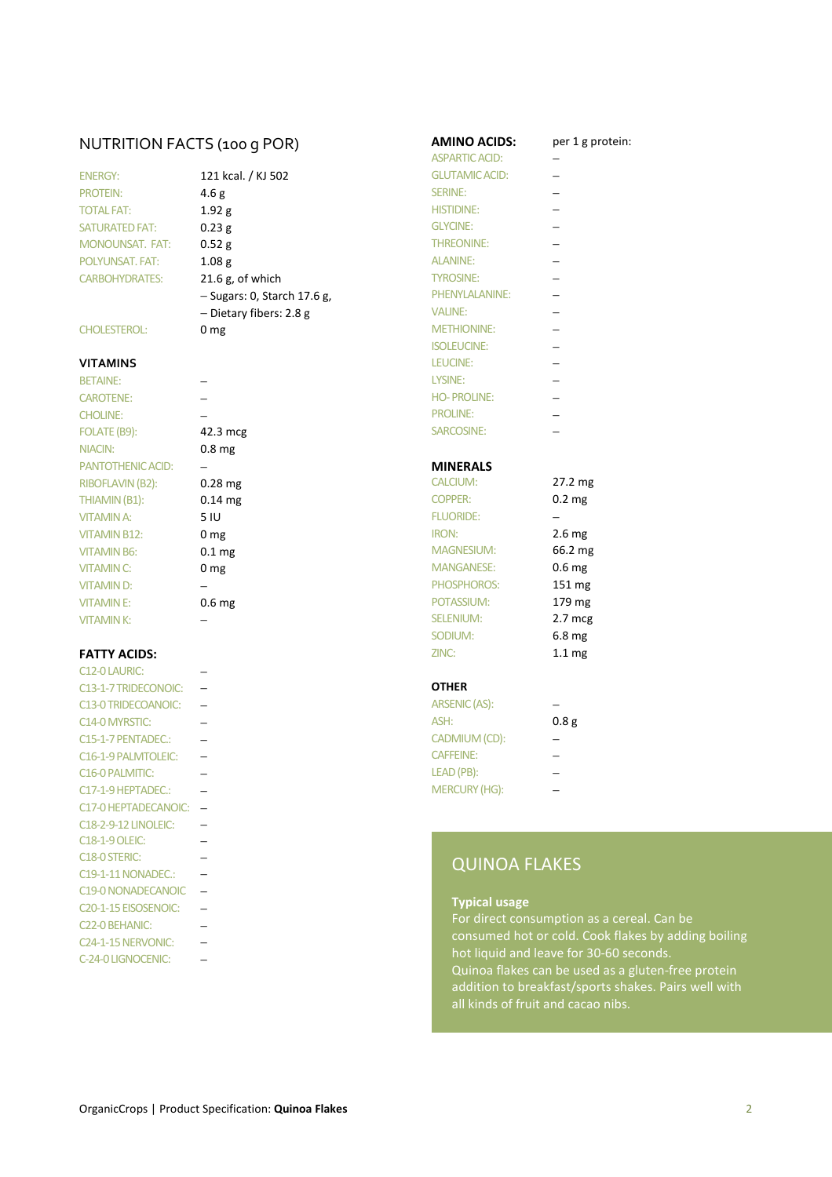## NUTRITION FACTS (100 g POR)

| | |
|---|---|
| ENERGY: | 121 kcal. / KJ 502 |
| PROTEIN: | 4.6 g |
| TOTAL FAT: | 1.92 g |
| SATURATED FAT: | 0.23 g |
| MONOUNSAT. FAT: | 0.52 g |
| POLYUNSAT. FAT: | 1.08 g |
| CARBOHYDRATES: | 21.6 g, of which |
| | – Sugars: 0, Starch 17.6 g, |
| | – Dietary fibers: 2.8 g |
| CHOLESTEROL: | 0 mg |

### VITAMINS

| | |
|---|---|
| BETAINE: | – |
| CAROTENE: | – |
| CHOLINE: | – |
| FOLATE (B9): | 42.3 mcg |
| NIACIN: | 0.8 mg |
| PANTOTHENIC ACID: | – |
| RIBOFLAVIN (B2): | 0.28 mg |
| THIAMIN (B1): | 0.14 mg |
| VITAMIN A: | 5 IU |
| VITAMIN B12: | 0 mg |
| VITAMIN B6: | 0.1 mg |
| VITAMIN C: | 0 mg |
| VITAMIN D: | – |
| VITAMIN E: | 0.6 mg |
| VITAMIN K: | – |

### FATTY ACIDS:

| | |
|---|---|
| C12-0 LAURIC: | – |
| C13-1-7 TRIDECONOIC: | – |
| C13-0 TRIDECOANOIC: | – |
| C14-0 MYRSTIC: | – |
| C15-1-7 PENTADEC.: | – |
| C16-1-9 PALMTOLEIC: | – |
| C16-0 PALMITIC: | – |
| C17-1-9 HEPTADEC.: | – |
| C17-0 HEPTADECANOIC: | – |
| C18-2-9-12 LINOLEIC: | – |
| C18-1-9 OLEIC: | – |
| C18-0 STERIC: | – |
| C19-1-11 NONADEC.: | – |
| C19-0 NONADECANOIC | – |
| C20-1-15 EISOSENOIC: | – |
| C22-0 BEHANIC: | – |
| C24-1-15 NERVONIC: | – |
| C-24-0 LIGNOCENIC: | – |

### AMINO ACIDS:

| | per 1 g protein: |
|---|---|
| ASPARTIC ACID: | – |
| GLUTAMIC ACID: | – |
| SERINE: | – |
| HISTIDINE: | – |
| GLYCINE: | – |
| THREONINE: | – |
| ALANINE: | – |
| TYROSINE: | – |
| PHENYLALANINE: | – |
| VALINE: | – |
| METHIONINE: | – |
| ISOLEUCINE: | – |
| LEUCINE: | – |
| LYSINE: | – |
| HO- PROLINE: | – |
| PROLINE: | – |
| SARCOSINE: | – |

### MINERALS

| | |
|---|---|
| CALCIUM: | 27.2 mg |
| COPPER: | 0.2 mg |
| FLUORIDE: | – |
| IRON: | 2.6 mg |
| MAGNESIUM: | 66.2 mg |
| MANGANESE: | 0.6 mg |
| PHOSPHOROS: | 151 mg |
| POTASSIUM: | 179 mg |
| SELENIUM: | 2.7 mcg |
| SODIUM: | 6.8 mg |
| ZINC: | 1.1 mg |

### OTHER

| | |
|---|---|
| ARSENIC (AS): | – |
| ASH: | 0.8 g |
| CADMIUM (CD): | – |
| CAFFEINE: | – |
| LEAD (PB): | – |
| MERCURY (HG): | – |

## QUINOA FLAKES

**Typical usage**

For direct consumption as a cereal. Can be consumed hot or cold. Cook flakes by adding boiling hot liquid and leave for 30-60 seconds.
Quinoa flakes can be used as a gluten-free protein addition to breakfast/sports shakes. Pairs well with all kinds of fruit and cacao nibs.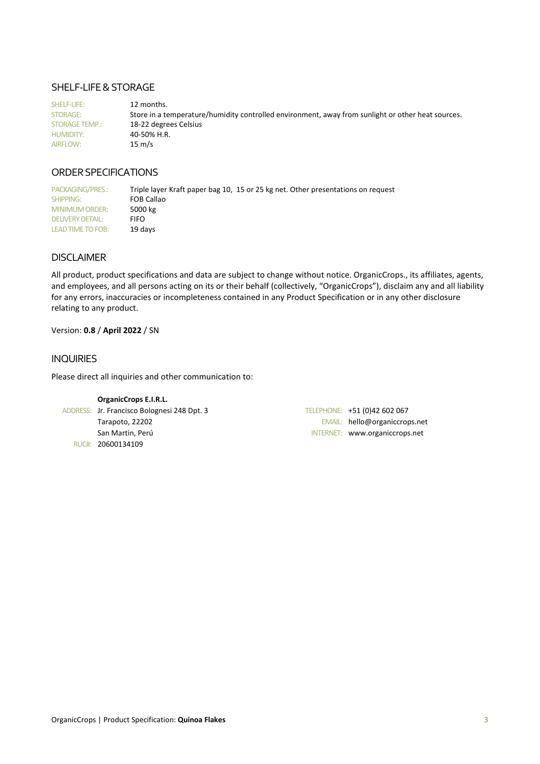## SHELF-LIFE & STORAGE

| | |
|---|---|
| SHELF-LIFE: | 12 months. |
| STORAGE: | Store in a temperature/humidity controlled environment, away from sunlight or other heat sources. |
| STORAGE TEMP.: | 18-22 degrees Celsius |
| HUMIDITY: | 40-50% H.R. |
| AIRFLOW: | 15 m/s |

## ORDER SPECIFICATIONS

| | |
|---|---|
| PACKAGING/PRES.: | Triple layer Kraft paper bag 10, 15 or 25 kg net. Other presentations on request |
| SHIPPING: | FOB Callao |
| MINIMUM ORDER: | 5000 kg |
| DELIVERY DETAIL: | FIFO |
| LEAD TIME TO FOB: | 19 days |

## DISCLAIMER

All product, product specifications and data are subject to change without notice. OrganicCrops., its affiliates, agents, and employees, and all persons acting on its or their behalf (collectively, "OrganicCrops"), disclaim any and all liability for any errors, inaccuracies or incompleteness contained in any Product Specification or in any other disclosure relating to any product.

Version: **0.8** / **April 2022** / SN

## INQUIRIES

Please direct all inquiries and other communication to:

**OrganicCrops E.I.R.L.**

ADDRESS: Jr. Francisco Bolognesi 248 Dpt. 3
Tarapoto, 22202
San Martin, Perú
RUC#: 20600134109

TELEPHONE: +51 (0)42 602 067
EMAIL: hello@organiccrops.net
INTERNET: www.organiccrops.net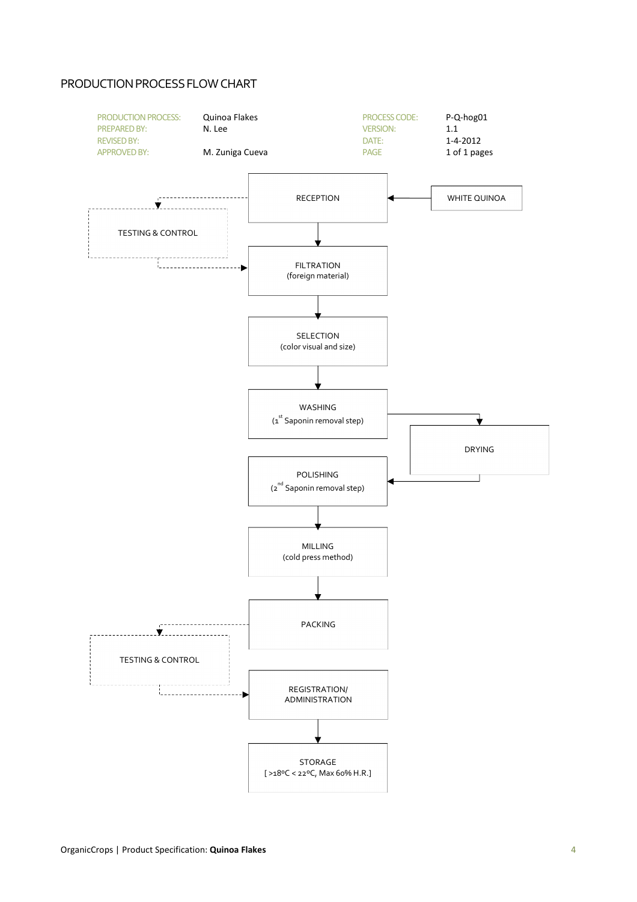## PRODUCTION PROCESS FLOW CHART

| | | | |
|---|---|---|---|
| PRODUCTION PROCESS: | Quinoa Flakes | PROCESS CODE: | P-Q-hog01 |
| PREPARED BY: | N. Lee | VERSION: | 1.1 |
| REVISED BY: | | DATE: | 1-4-2012 |
| APPROVED BY: | M. Zuniga Cueva | PAGE | 1 of 1 pages |

WHITE QUINOA

RECEPTION

TESTING & CONTROL

FILTRATION
(foreign material)

SELECTION
(color visual and size)

WASHING
(1st Saponin removal step)

DRYING

POLISHING
(2nd Saponin removal step)

MILLING
(cold press method)

PACKING

TESTING & CONTROL

REGISTRATION/
ADMINISTRATION

STORAGE
[ >18ºC < 22ºC, Max 60% H.R.]